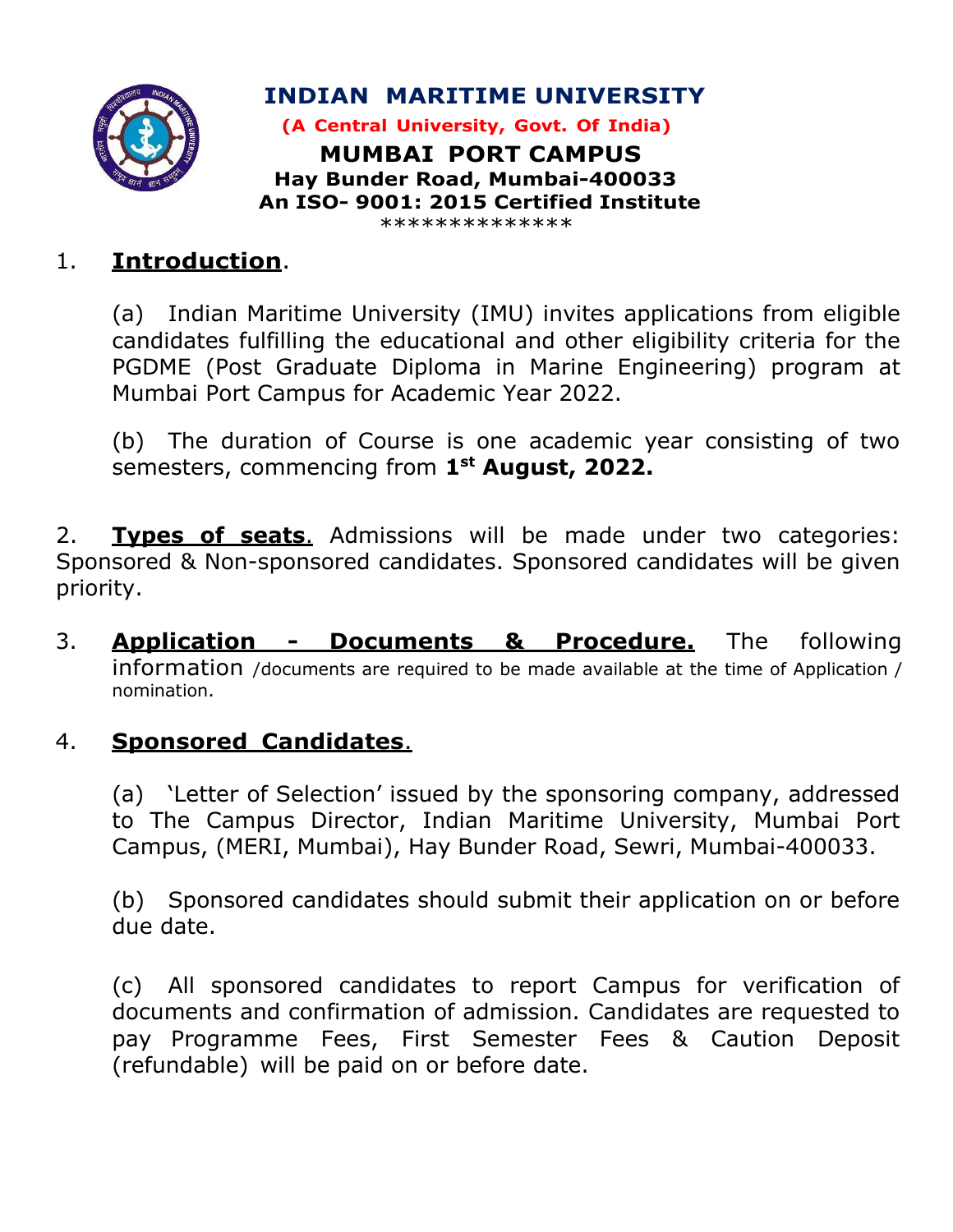# INDIAN MARITIME UNIVERSITY

**(A Central University, Govt. Of India)**

**MUMBAI PORT CAMPUS**

**Hay Bunder Road, Mumbai-400033**

**An ISO- 9001: 2015 Certified Institute**

**************

## 1. **Introduction**.

(a) Indian Maritime University (IMU) invites applications from eligible candidates fulfilling the educational and other eligibility criteria for the PGDME (Post Graduate Diploma in Marine Engineering) program at Mumbai Port Campus for Academic Year 2022.

(b) The duration of Course is one academic year consisting of two semesters, commencing from **1st August, 2022.**

2. **Types of seats**. Admissions will be made under two categories: Sponsored & Non-sponsored candidates. Sponsored candidates will be given priority.

3. **Application - Documents & Procedure.** The following information /documents are required to be made available at the time of Application / nomination.

## 4. **Sponsored Candidates**.

(a) 'Letter of Selection' issued by the sponsoring company, addressed to The Campus Director, Indian Maritime University, Mumbai Port Campus, (MERI, Mumbai), Hay Bunder Road, Sewri, Mumbai-400033.

(b) Sponsored candidates should submit their application on or before due date.

(c) All sponsored candidates to report Campus for verification of documents and confirmation of admission. Candidates are requested to pay Programme Fees, First Semester Fees & Caution Deposit (refundable) will be paid on or before date.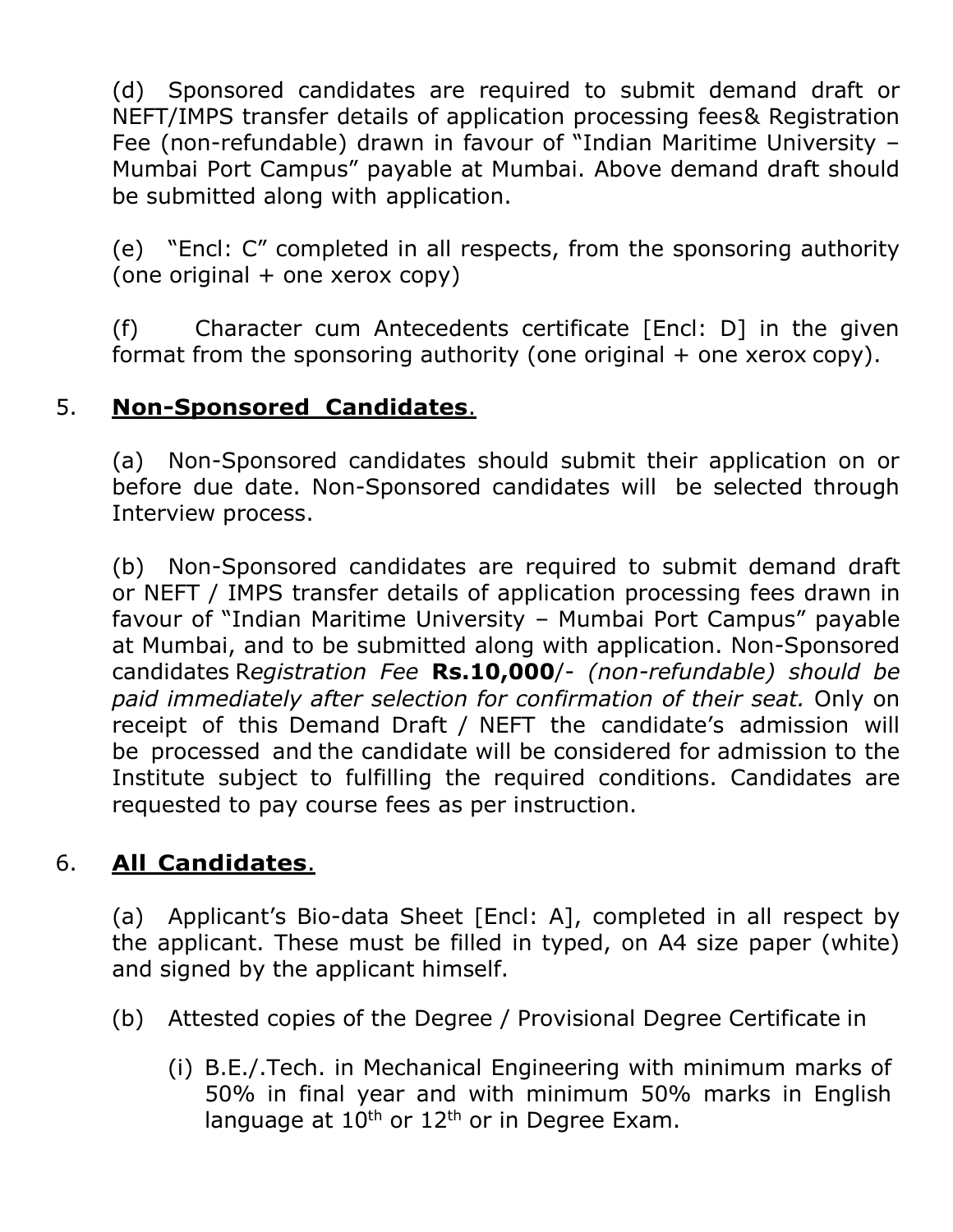(d) Sponsored candidates are required to submit demand draft or NEFT/IMPS transfer details of application processing fees& Registration Fee (non-refundable) drawn in favour of "Indian Maritime University – Mumbai Port Campus" payable at Mumbai. Above demand draft should be submitted along with application.

(e) "Encl: C" completed in all respects, from the sponsoring authority (one original + one xerox copy)

(f) Character cum Antecedents certificate [Encl: D] in the given format from the sponsoring authority (one original + one xerox copy).

5. **<u>Non-Sponsored Candidates</u>**.

(a) Non-Sponsored candidates should submit their application on or before due date. Non-Sponsored candidates will be selected through Interview process.

(b) Non-Sponsored candidates are required to submit demand draft or NEFT / IMPS transfer details of application processing fees drawn in favour of "Indian Maritime University – Mumbai Port Campus" payable at Mumbai, and to be submitted along with application. Non-Sponsored candidates R*egistration Fee* **Rs.10,000**/- *(non-refundable) should be paid immediately after selection for confirmation of their seat.* Only on receipt of this Demand Draft / NEFT the candidate's admission will be processed and the candidate will be considered for admission to the Institute subject to fulfilling the required conditions. Candidates are requested to pay course fees as per instruction.

6. **<u>All Candidates</u>**.

(a) Applicant's Bio-data Sheet [Encl: A], completed in all respect by the applicant. These must be filled in typed, on A4 size paper (white) and signed by the applicant himself.

(b) Attested copies of the Degree / Provisional Degree Certificate in

(i) B.E./.Tech. in Mechanical Engineering with minimum marks of 50% in final year and with minimum 50% marks in English language at 10th or 12th or in Degree Exam.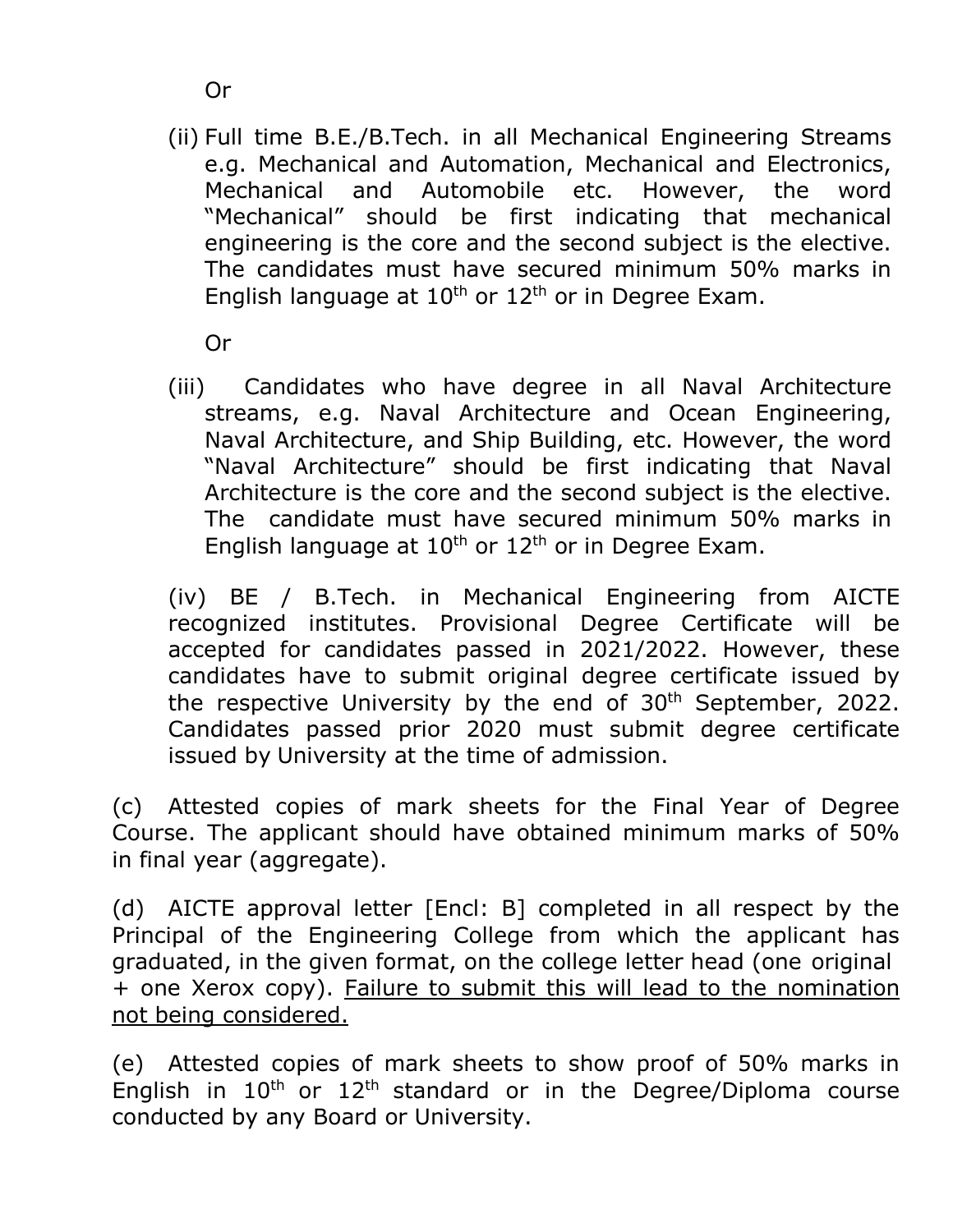Or

(ii) Full time B.E./B.Tech. in all Mechanical Engineering Streams e.g. Mechanical and Automation, Mechanical and Electronics, Mechanical and Automobile etc. However, the word "Mechanical" should be first indicating that mechanical engineering is the core and the second subject is the elective. The candidates must have secured minimum 50% marks in English language at $10^{th}$ or $12^{th}$ or in Degree Exam.

Or

(iii) Candidates who have degree in all Naval Architecture streams, e.g. Naval Architecture and Ocean Engineering, Naval Architecture, and Ship Building, etc. However, the word "Naval Architecture" should be first indicating that Naval Architecture is the core and the second subject is the elective. The candidate must have secured minimum 50% marks in English language at $10^{th}$ or $12^{th}$ or in Degree Exam.

(iv) BE / B.Tech. in Mechanical Engineering from AICTE recognized institutes. Provisional Degree Certificate will be accepted for candidates passed in 2021/2022. However, these candidates have to submit original degree certificate issued by the respective University by the end of $30^{th}$ September, 2022. Candidates passed prior 2020 must submit degree certificate issued by University at the time of admission.

(c) Attested copies of mark sheets for the Final Year of Degree Course. The applicant should have obtained minimum marks of 50% in final year (aggregate).

(d) AICTE approval letter [Encl: B] completed in all respect by the Principal of the Engineering College from which the applicant has graduated, in the given format, on the college letter head (one original + one Xerox copy). <u>Failure to submit this will lead to the nomination not being considered.</u>

(e) Attested copies of mark sheets to show proof of 50% marks in English in $10^{th}$ or $12^{th}$ standard or in the Degree/Diploma course conducted by any Board or University.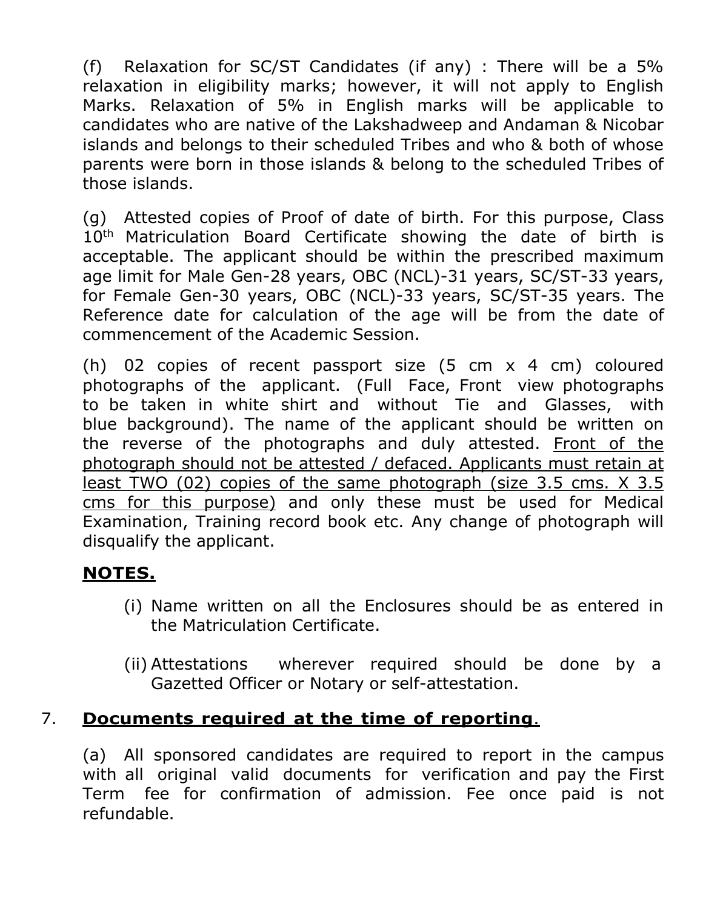(f) Relaxation for SC/ST Candidates (if any) : There will be a 5% relaxation in eligibility marks; however, it will not apply to English Marks. Relaxation of 5% in English marks will be applicable to candidates who are native of the Lakshadweep and Andaman & Nicobar islands and belongs to their scheduled Tribes and who & both of whose parents were born in those islands & belong to the scheduled Tribes of those islands.

(g) Attested copies of Proof of date of birth. For this purpose, Class 10th Matriculation Board Certificate showing the date of birth is acceptable. The applicant should be within the prescribed maximum age limit for Male Gen-28 years, OBC (NCL)-31 years, SC/ST-33 years, for Female Gen-30 years, OBC (NCL)-33 years, SC/ST-35 years. The Reference date for calculation of the age will be from the date of commencement of the Academic Session.

(h) 02 copies of recent passport size (5 cm x 4 cm) coloured photographs of the applicant. (Full Face, Front view photographs to be taken in white shirt and without Tie and Glasses, with blue background). The name of the applicant should be written on the reverse of the photographs and duly attested. Front of the photograph should not be attested / defaced. Applicants must retain at least TWO (02) copies of the same photograph (size 3.5 cms. X 3.5 cms for this purpose) and only these must be used for Medical Examination, Training record book etc. Any change of photograph will disqualify the applicant.

**NOTES.**

(i) Name written on all the Enclosures should be as entered in the Matriculation Certificate.

(ii) Attestations wherever required should be done by a Gazetted Officer or Notary or self-attestation.

## 7. **Documents required at the time of reporting.**

(a) All sponsored candidates are required to report in the campus with all original valid documents for verification and pay the First Term fee for confirmation of admission. Fee once paid is not refundable.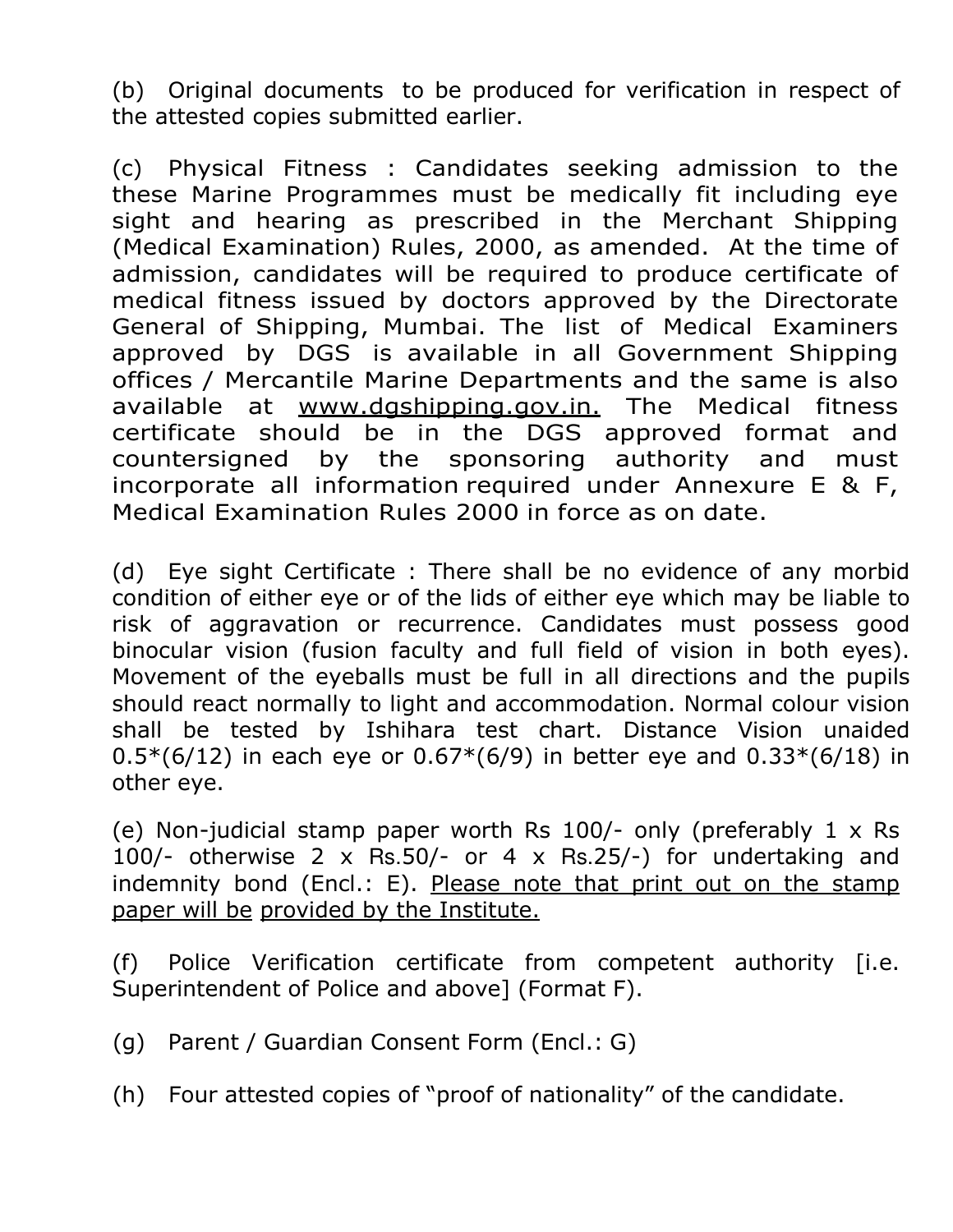(b) Original documents to be produced for verification in respect of the attested copies submitted earlier.

(c) Physical Fitness : Candidates seeking admission to the these Marine Programmes must be medically fit including eye sight and hearing as prescribed in the Merchant Shipping (Medical Examination) Rules, 2000, as amended. At the time of admission, candidates will be required to produce certificate of medical fitness issued by doctors approved by the Directorate General of Shipping, Mumbai. The list of Medical Examiners approved by DGS is available in all Government Shipping offices / Mercantile Marine Departments and the same is also available at <u>www.dgshipping.gov.in.</u> The Medical fitness certificate should be in the DGS approved format and countersigned by the sponsoring authority and must incorporate all information required under Annexure E & F, Medical Examination Rules 2000 in force as on date.

(d) Eye sight Certificate : There shall be no evidence of any morbid condition of either eye or of the lids of either eye which may be liable to risk of aggravation or recurrence. Candidates must possess good binocular vision (fusion faculty and full field of vision in both eyes). Movement of the eyeballs must be full in all directions and the pupils should react normally to light and accommodation. Normal colour vision shall be tested by Ishihara test chart. Distance Vision unaided 0.5*(6/12) in each eye or 0.67*(6/9) in better eye and 0.33*(6/18) in other eye.

(e) Non-judicial stamp paper worth Rs 100/- only (preferably 1 x Rs 100/- otherwise 2 x Rs.50/- or 4 x Rs.25/-) for undertaking and indemnity bond (Encl.: E). <u>Please note that print out on the stamp paper will be provided by the Institute.</u>

(f) Police Verification certificate from competent authority [i.e. Superintendent of Police and above] (Format F).

(g) Parent / Guardian Consent Form (Encl.: G)

(h) Four attested copies of "proof of nationality" of the candidate.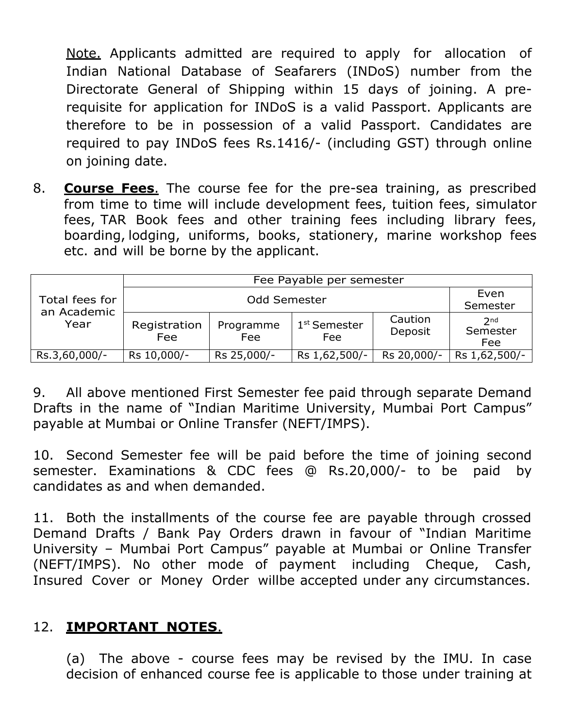Note. Applicants admitted are required to apply for allocation of Indian National Database of Seafarers (INDoS) number from the Directorate General of Shipping within 15 days of joining. A pre-requisite for application for INDoS is a valid Passport. Applicants are therefore to be in possession of a valid Passport. Candidates are required to pay INDoS fees Rs.1416/- (including GST) through online on joining date.

8. **Course Fees**. The course fee for the pre-sea training, as prescribed from time to time will include development fees, tuition fees, simulator fees, TAR Book fees and other training fees including library fees, boarding, lodging, uniforms, books, stationery, marine workshop fees etc. and will be borne by the applicant.

| Total fees for an Academic Year | Fee Payable per semester | | | | |
|---|---|---|---|---|---|
| | Odd Semester | | | | Even Semester |
| | Registration Fee | Programme Fee | 1st Semester Fee | Caution Deposit | 2nd Semester Fee |
| Rs.3,60,000/- | Rs 10,000/- | Rs 25,000/- | Rs 1,62,500/- | Rs 20,000/- | Rs 1,62,500/- |

9. All above mentioned First Semester fee paid through separate Demand Drafts in the name of "Indian Maritime University, Mumbai Port Campus" payable at Mumbai or Online Transfer (NEFT/IMPS).

10. Second Semester fee will be paid before the time of joining second semester. Examinations & CDC fees @ Rs.20,000/- to be paid by candidates as and when demanded.

11. Both the installments of the course fee are payable through crossed Demand Drafts / Bank Pay Orders drawn in favour of "Indian Maritime University – Mumbai Port Campus" payable at Mumbai or Online Transfer (NEFT/IMPS). No other mode of payment including Cheque, Cash, Insured Cover or Money Order willbe accepted under any circumstances.

12. **IMPORTANT NOTES**.

(a) The above - course fees may be revised by the IMU. In case decision of enhanced course fee is applicable to those under training at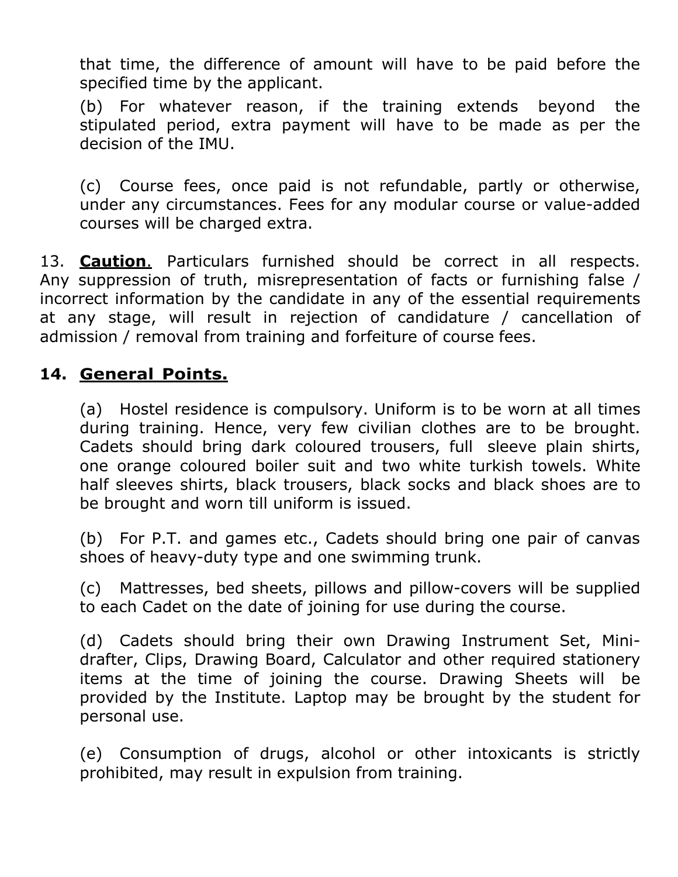that time, the difference of amount will have to be paid before the specified time by the applicant.

(b) For whatever reason, if the training extends beyond the stipulated period, extra payment will have to be made as per the decision of the IMU.

(c) Course fees, once paid is not refundable, partly or otherwise, under any circumstances. Fees for any modular course or value-added courses will be charged extra.

13. **Caution**. Particulars furnished should be correct in all respects. Any suppression of truth, misrepresentation of facts or furnishing false / incorrect information by the candidate in any of the essential requirements at any stage, will result in rejection of candidature / cancellation of admission / removal from training and forfeiture of course fees.

## 14. General Points.

(a) Hostel residence is compulsory. Uniform is to be worn at all times during training. Hence, very few civilian clothes are to be brought. Cadets should bring dark coloured trousers, full sleeve plain shirts, one orange coloured boiler suit and two white turkish towels. White half sleeves shirts, black trousers, black socks and black shoes are to be brought and worn till uniform is issued.

(b) For P.T. and games etc., Cadets should bring one pair of canvas shoes of heavy-duty type and one swimming trunk.

(c) Mattresses, bed sheets, pillows and pillow-covers will be supplied to each Cadet on the date of joining for use during the course.

(d) Cadets should bring their own Drawing Instrument Set, Mini-drafter, Clips, Drawing Board, Calculator and other required stationery items at the time of joining the course. Drawing Sheets will be provided by the Institute. Laptop may be brought by the student for personal use.

(e) Consumption of drugs, alcohol or other intoxicants is strictly prohibited, may result in expulsion from training.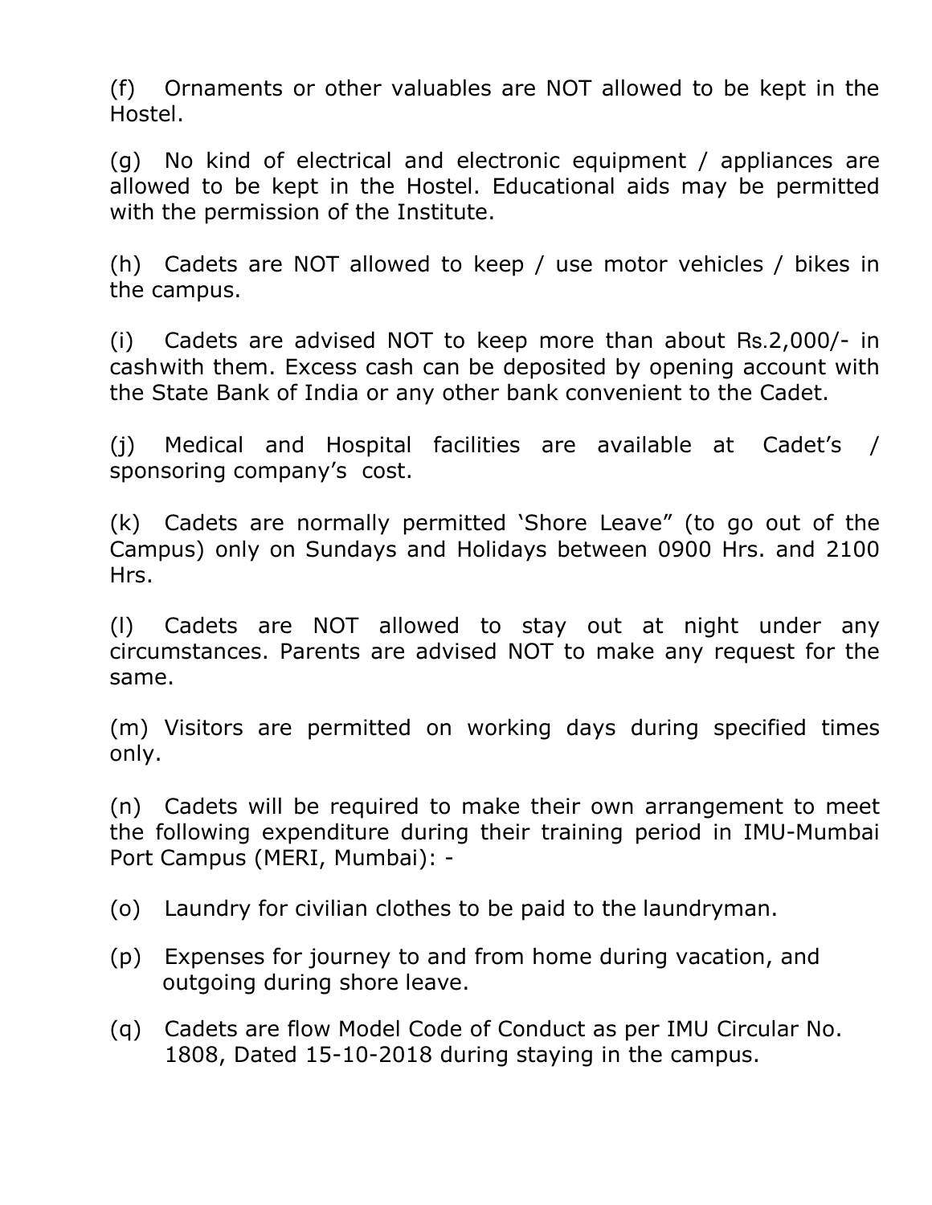(f) Ornaments or other valuables are NOT allowed to be kept in the Hostel.

(g) No kind of electrical and electronic equipment / appliances are allowed to be kept in the Hostel. Educational aids may be permitted with the permission of the Institute.

(h) Cadets are NOT allowed to keep / use motor vehicles / bikes in the campus.

(i) Cadets are advised NOT to keep more than about Rs.2,000/- in cashwith them. Excess cash can be deposited by opening account with the State Bank of India or any other bank convenient to the Cadet.

(j) Medical and Hospital facilities are available at Cadet's / sponsoring company's cost.

(k) Cadets are normally permitted 'Shore Leave" (to go out of the Campus) only on Sundays and Holidays between 0900 Hrs. and 2100 Hrs.

(l) Cadets are NOT allowed to stay out at night under any circumstances. Parents are advised NOT to make any request for the same.

(m) Visitors are permitted on working days during specified times only.

(n) Cadets will be required to make their own arrangement to meet the following expenditure during their training period in IMU-Mumbai Port Campus (MERI, Mumbai): -

(o) Laundry for civilian clothes to be paid to the laundryman.

(p) Expenses for journey to and from home during vacation, and outgoing during shore leave.

(q) Cadets are flow Model Code of Conduct as per IMU Circular No. 1808, Dated 15-10-2018 during staying in the campus.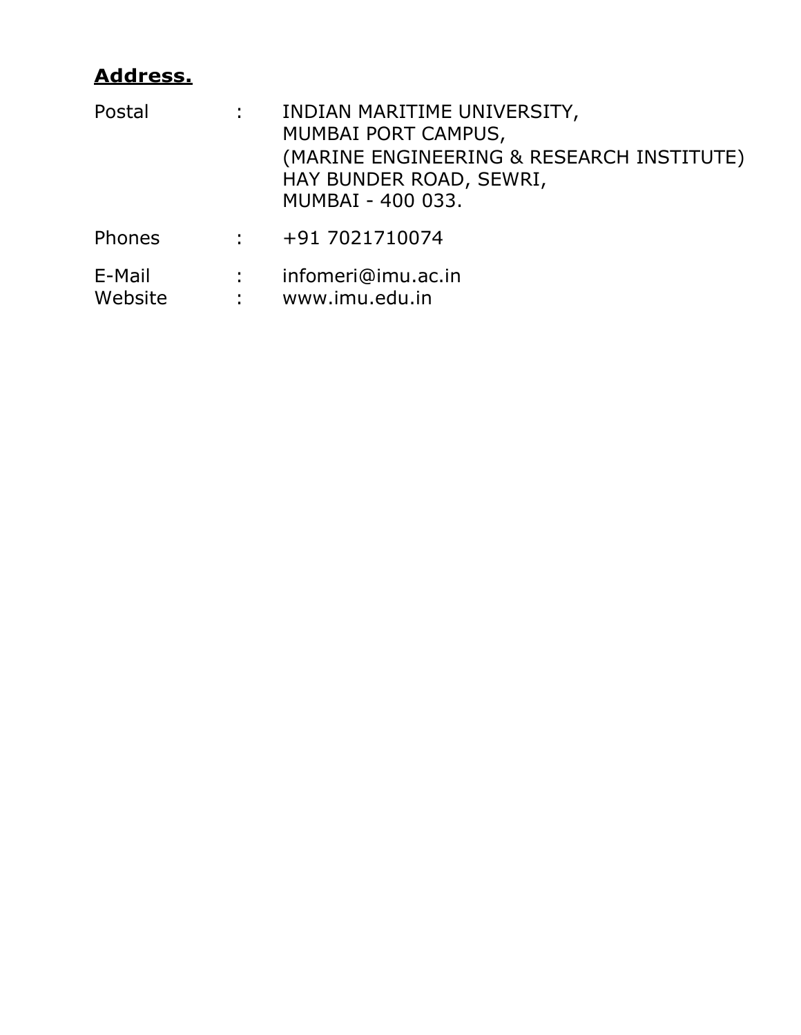**Address.**

| | | |
|---|---|---|
| Postal | : | INDIAN MARITIME UNIVERSITY,<br>MUMBAI PORT CAMPUS,<br>(MARINE ENGINEERING & RESEARCH INSTITUTE)<br>HAY BUNDER ROAD, SEWRI,<br>MUMBAI - 400 033. |
| Phones | : | +91 7021710074 |
| E-Mail | : | infomeri@imu.ac.in |
| Website | : | www.imu.edu.in |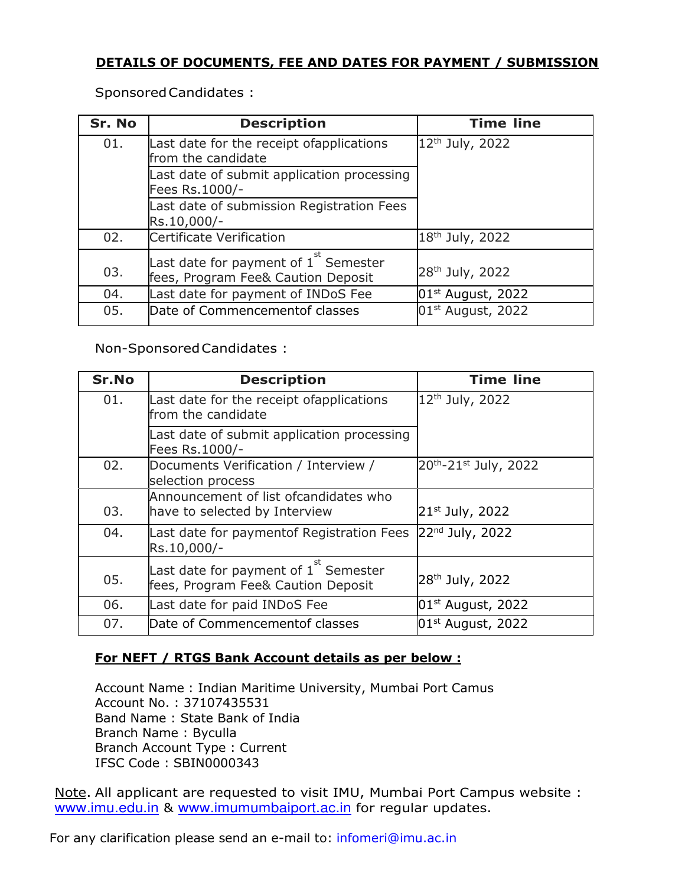## DETAILS OF DOCUMENTS, FEE AND DATES FOR PAYMENT / SUBMISSION

Sponsored Candidates :

| Sr. No | Description | Time line |
|---|---|---|
| 01. | Last date for the receipt ofapplications from the candidate | 12th July, 2022 |
| | Last date of submit application processing Fees Rs.1000/- | |
| | Last date of submission Registration Fees Rs.10,000/- | |
| 02. | Certificate Verification | 18th July, 2022 |
| 03. | Last date for payment of 1st Semester fees, Program Fee& Caution Deposit | 28th July, 2022 |
| 04. | Last date for payment of INDoS Fee | 01st August, 2022 |
| 05. | Date of Commencementof classes | 01st August, 2022 |

Non-Sponsored Candidates :

| Sr.No | Description | Time line |
|---|---|---|
| 01. | Last date for the receipt ofapplications from the candidate | 12th July, 2022 |
| | Last date of submit application processing Fees Rs.1000/- | |
| 02. | Documents Verification / Interview / selection process | 20th-21st July, 2022 |
| 03. | Announcement of list ofcandidates who have to selected by Interview | 21st July, 2022 |
| 04. | Last date for paymentof Registration Fees Rs.10,000/- | 22nd July, 2022 |
| 05. | Last date for payment of 1st Semester fees, Program Fee& Caution Deposit | 28th July, 2022 |
| 06. | Last date for paid INDoS Fee | 01st August, 2022 |
| 07. | Date of Commencementof classes | 01st August, 2022 |

**For NEFT / RTGS Bank Account details as per below :**

Account Name : Indian Maritime University, Mumbai Port Camus
Account No. : 37107435531
Band Name : State Bank of India
Branch Name : Byculla
Branch Account Type : Current
IFSC Code : SBIN0000343

Note. All applicant are requested to visit IMU, Mumbai Port Campus website : www.imu.edu.in & www.imumumbaiport.ac.in for regular updates.

For any clarification please send an e-mail to: infomeri@imu.ac.in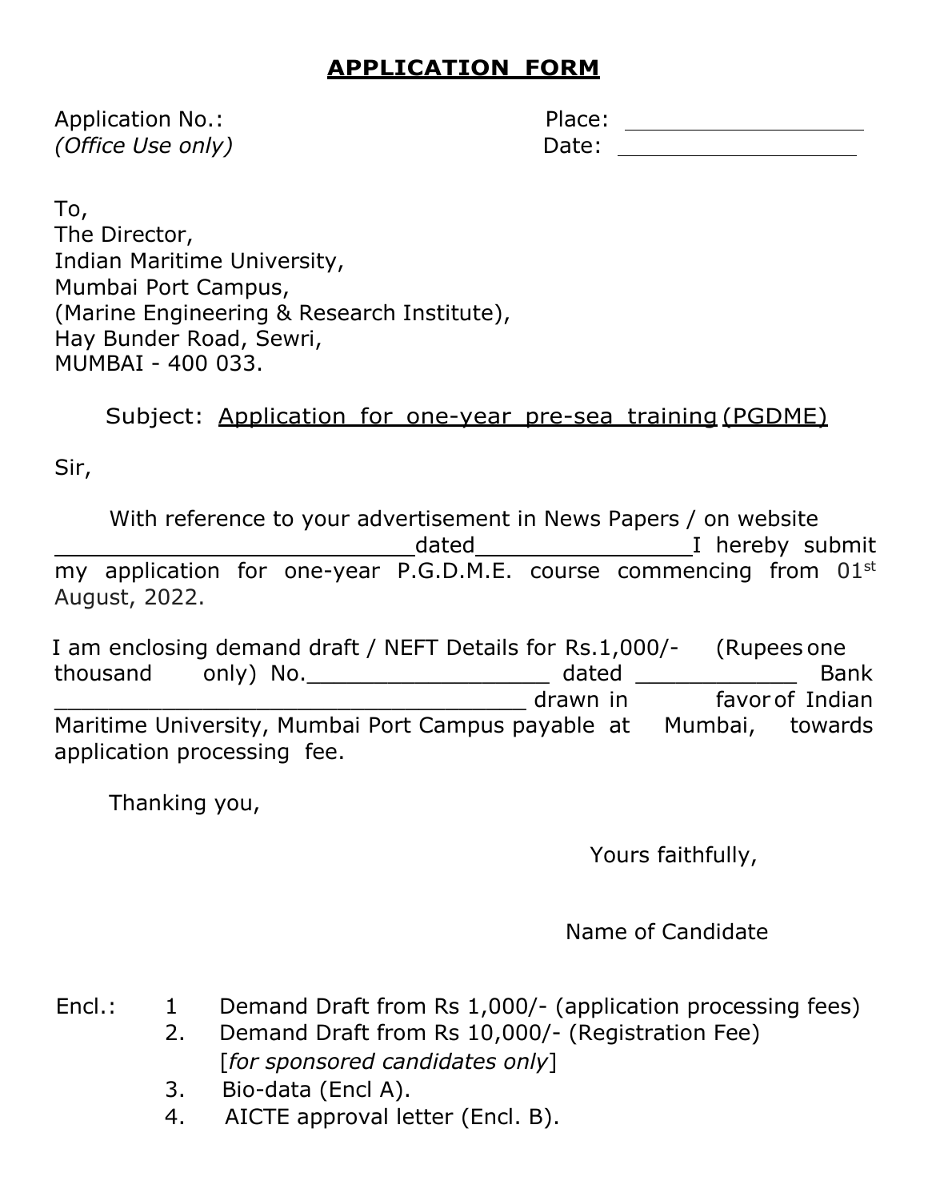# APPLICATION FORM

Application No.: Place: \_\_\_\_\_\_\_\_\_\_\_\_\_\_\_\_\_\_\_\_

*(Office Use only)* Date: \_\_\_\_\_\_\_\_\_\_\_\_\_\_\_\_\_\_\_\_

To,
The Director,
Indian Maritime University,
Mumbai Port Campus,
(Marine Engineering & Research Institute),
Hay Bunder Road, Sewri,
MUMBAI - 400 033.

Subject: Application for one-year pre-sea training (PGDME)

Sir,

With reference to your advertisement in News Papers / on website \_\_\_\_\_\_\_\_\_\_\_\_\_\_\_\_\_\_\_\_\_\_\_\_\_\_\_\_dated\_\_\_\_\_\_\_\_\_\_\_\_\_\_\_\_\_\_I hereby submit my application for one-year P.G.D.M.E. course commencing from 01st August, 2022.

I am enclosing demand draft / NEFT Details for Rs.1,000/- (Rupees one thousand only) No.\_\_\_\_\_\_\_\_\_\_\_\_\_\_\_\_\_\_\_ dated \_\_\_\_\_\_\_\_\_\_\_\_\_ Bank \_\_\_\_\_\_\_\_\_\_\_\_\_\_\_\_\_\_\_\_\_\_\_\_\_\_\_\_\_\_\_\_\_\_\_\_\_\_ drawn in favor of Indian Maritime University, Mumbai Port Campus payable at Mumbai, towards application processing fee.

Thanking you,

Yours faithfully,

Name of Candidate

Encl.:
1. Demand Draft from Rs 1,000/- (application processing fees)
2. Demand Draft from Rs 10,000/- (Registration Fee) [*for sponsored candidates only*]
3. Bio-data (Encl A).
4. AICTE approval letter (Encl. B).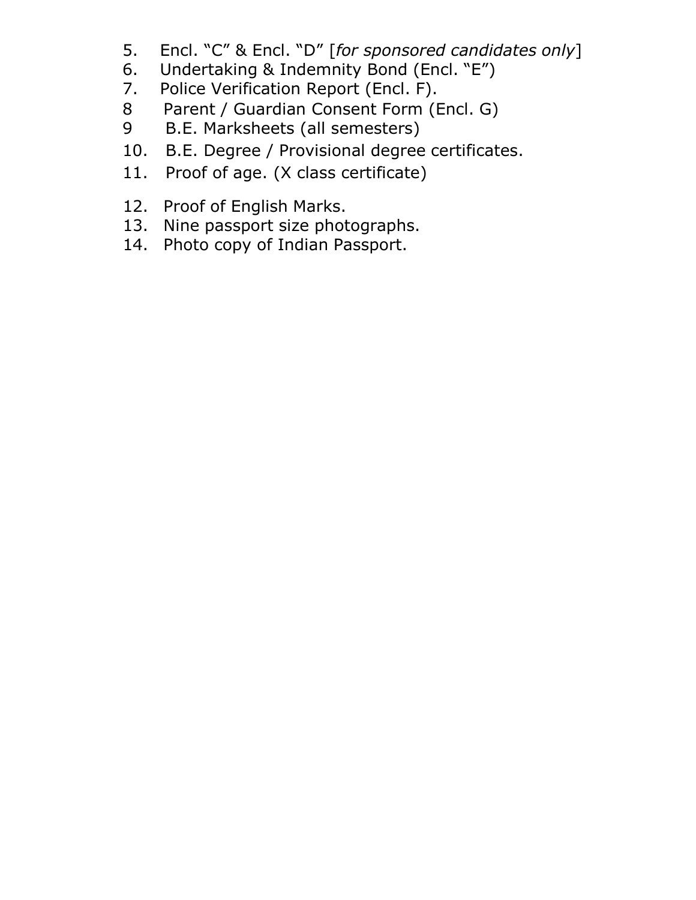5. Encl. "C" & Encl. "D" [*for sponsored candidates only*]
6. Undertaking & Indemnity Bond (Encl. "E")
7. Police Verification Report (Encl. F).
8 Parent / Guardian Consent Form (Encl. G)
9 B.E. Marksheets (all semesters)
10. B.E. Degree / Provisional degree certificates.
11. Proof of age. (X class certificate)
12. Proof of English Marks.
13. Nine passport size photographs.
14. Photo copy of Indian Passport.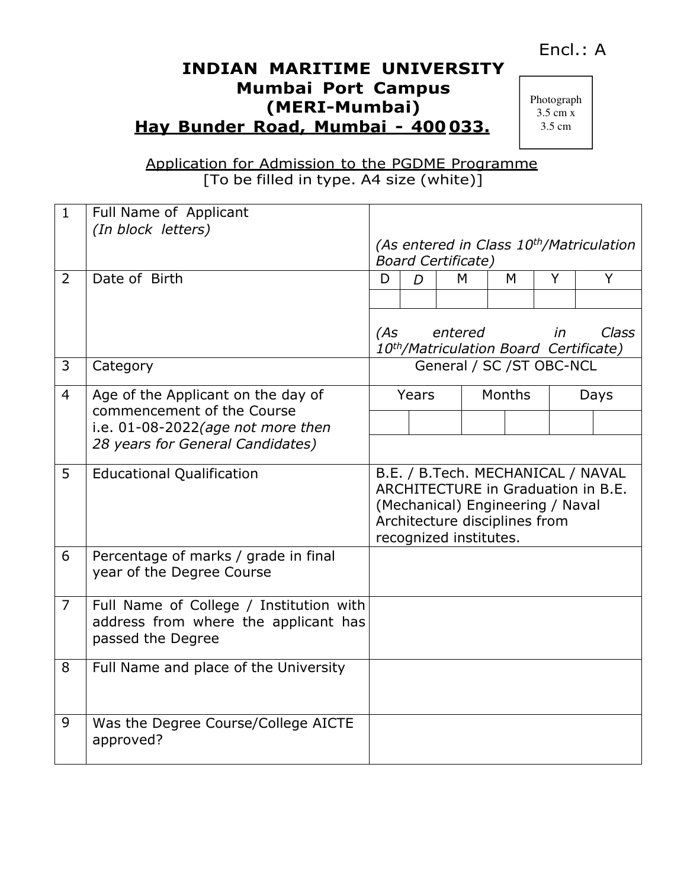Encl.: A

# INDIAN MARITIME UNIVERSITY
## Mumbai Port Campus
## (MERI-Mumbai)
## Hay Bunder Road, Mumbai - 400 033.

Photograph 3.5 cm x 3.5 cm

Application for Admission to the PGDME Programme
[To be filled in type. A4 size (white)]

| | | | | | | | |
|---|---|---|---|---|---|---|---|
| 1 | Full Name of Applicant *(In block letters)* | *(As entered in Class 10th/Matriculation Board Certificate)* | | | | | |
| 2 | Date of Birth | D | *D* | M | M | Y | Y |
| | | | | | | | |
| | | *(As entered in Class 10th/Matriculation Board Certificate)* | | | | | |
| 3 | Category | General / SC /ST OBC-NCL | | | | | |
| 4 | Age of the Applicant on the day of commencement of the Course i.e. 01-08-2022*(age not more then 28 years for General Candidates)* | Years | | Months | | Days | |
| | | | | | | | |
| | | | | | | | |
| 5 | Educational Qualification | B.E. / B.Tech. MECHANICAL / NAVAL ARCHITECTURE in Graduation in B.E. (Mechanical) Engineering / Naval Architecture disciplines from recognized institutes. | | | | | |
| 6 | Percentage of marks / grade in final year of the Degree Course | | | | | | |
| 7 | Full Name of College / Institution with address from where the applicant has passed the Degree | | | | | | |
| 8 | Full Name and place of the University | | | | | | |
| 9 | Was the Degree Course/College AICTE approved? | | | | | | |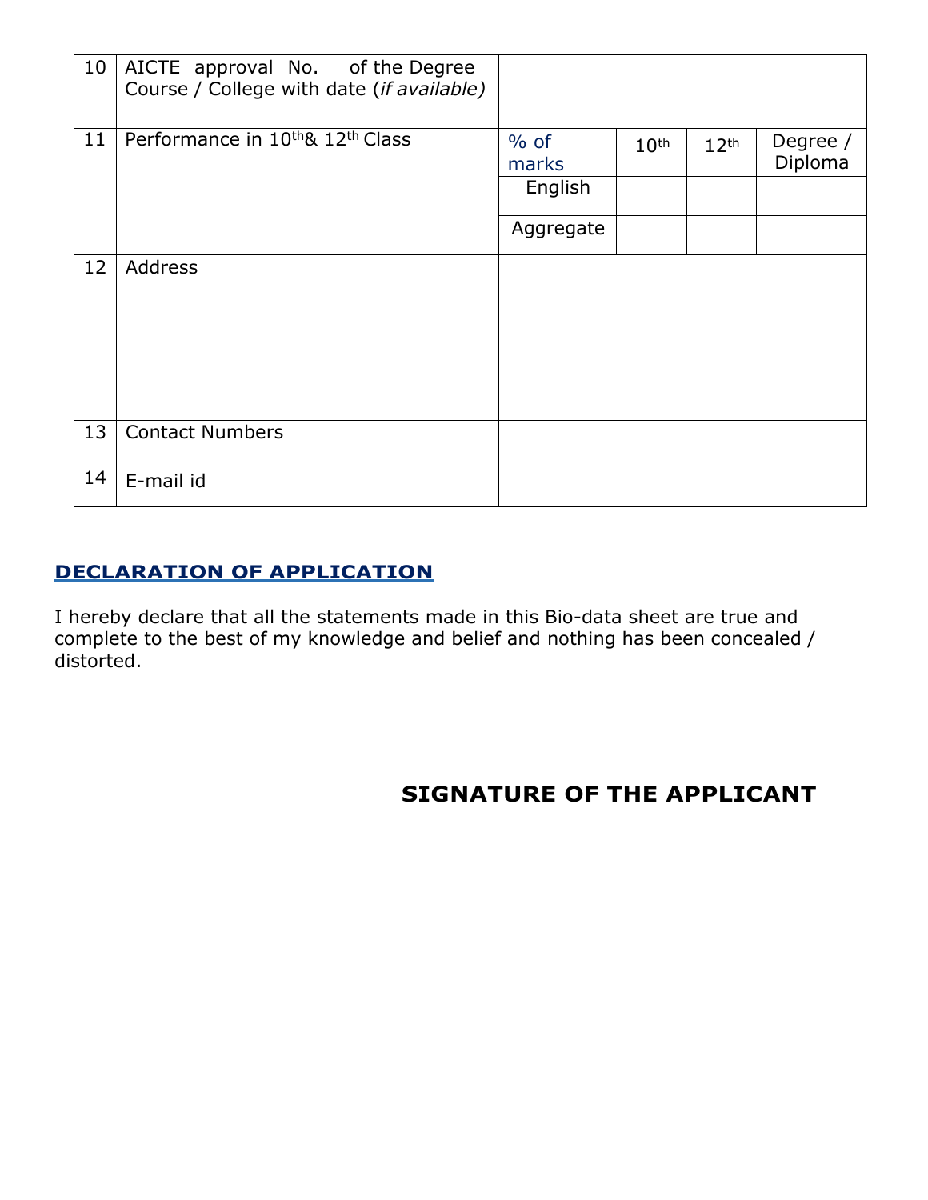| 10 | AICTE approval No. of the Degree Course / College with date (*if available)* | | | | |
|---|---|---|---|---|---|
| 11 | Performance in 10th& 12th Class | % of marks | 10th | 12th | Degree / Diploma |
| | | English | | | |
| | | Aggregate | | | |
| 12 | Address | | | | |
| 13 | Contact Numbers | | | | |
| 14 | E-mail id | | | | |

## DECLARATION OF APPLICATION

I hereby declare that all the statements made in this Bio-data sheet are true and complete to the best of my knowledge and belief and nothing has been concealed / distorted.

**SIGNATURE OF THE APPLICANT**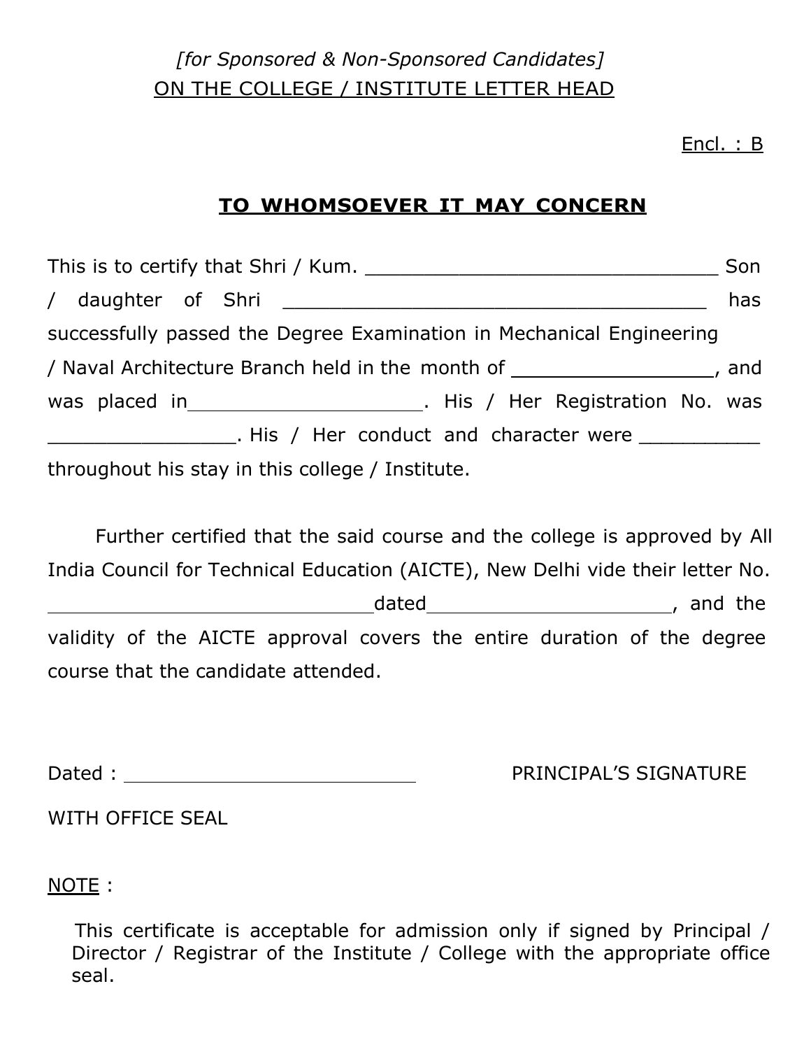*[for Sponsored & Non-Sponsored Candidates]*

ON THE COLLEGE / INSTITUTE LETTER HEAD

Encl. : B

## TO WHOMSOEVER IT MAY CONCERN

This is to certify that Shri / Kum. ______________________________ Son / daughter of Shri ____________________________________ has successfully passed the Degree Examination in Mechanical Engineering / Naval Architecture Branch held in the month of ________________, and was placed in ____________________. His / Her Registration No. was ________________. His / Her conduct and character were __________ throughout his stay in this college / Institute.

Further certified that the said course and the college is approved by All India Council for Technical Education (AICTE), New Delhi vide their letter No. ____________________________ dated _____________________, and the validity of the AICTE approval covers the entire duration of the degree course that the candidate attended.

Dated : _________________________ PRINCIPAL'S SIGNATURE

WITH OFFICE SEAL

NOTE :

This certificate is acceptable for admission only if signed by Principal / Director / Registrar of the Institute / College with the appropriate office seal.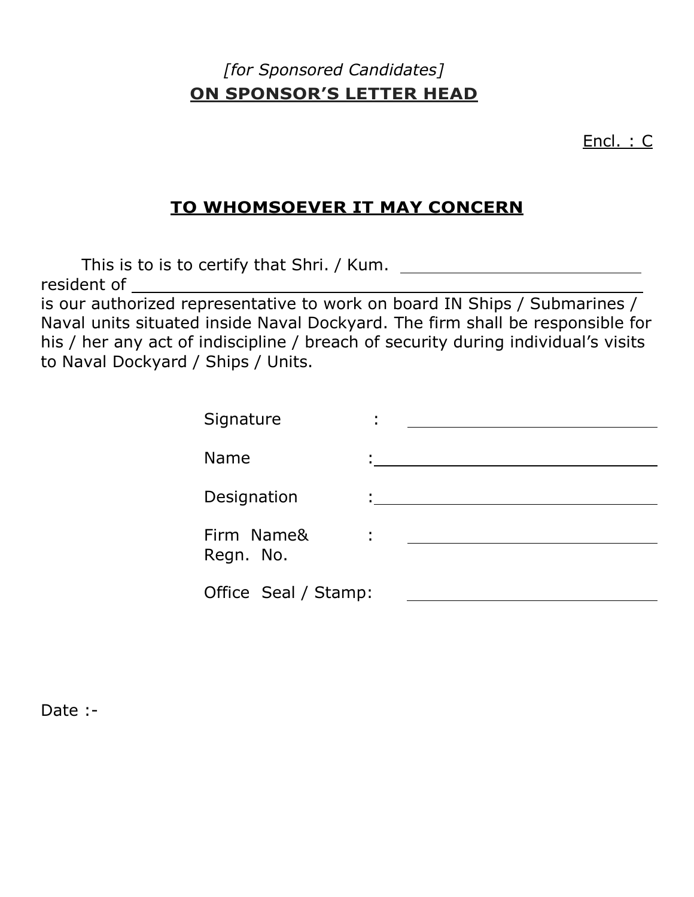*[for Sponsored Candidates]*

**ON SPONSOR'S LETTER HEAD**

Encl. : C

## TO WHOMSOEVER IT MAY CONCERN

This is to is to certify that Shri. / Kum. ____________________________ resident of ____________________________________________ is our authorized representative to work on board IN Ships / Submarines / Naval units situated inside Naval Dockyard. The firm shall be responsible for his / her any act of indiscipline / breach of security during individual's visits to Naval Dockyard / Ships / Units.

Signature : ____________________________

Name : ____________________________

Designation : ____________________________

Firm Name& Regn. No. : ____________________________

Office Seal / Stamp: ____________________________

Date :-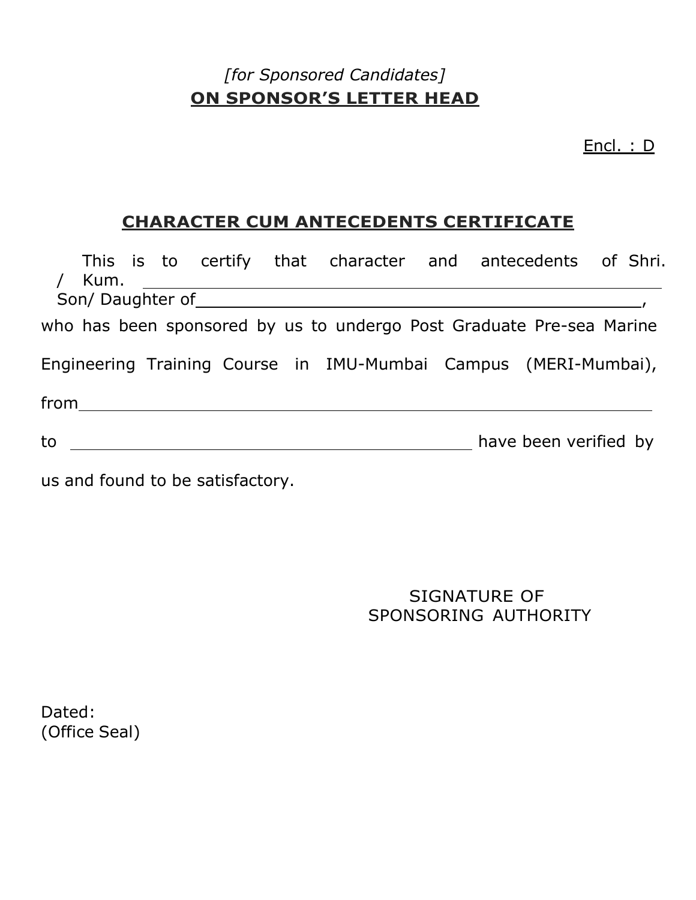*[for Sponsored Candidates]*

**ON SPONSOR'S LETTER HEAD**

Encl. : D

## CHARACTER CUM ANTECEDENTS CERTIFICATE

This is to certify that character and antecedents of Shri. / Kum. ____________________________________________

Son/ Daughter of ____________________________________________,

who has been sponsored by us to undergo Post Graduate Pre-sea Marine Engineering Training Course in IMU-Mumbai Campus (MERI-Mumbai),

from ____________________________________________

to ______________________________________ have been verified by us and found to be satisfactory.

SIGNATURE OF
SPONSORING AUTHORITY

Dated:
(Office Seal)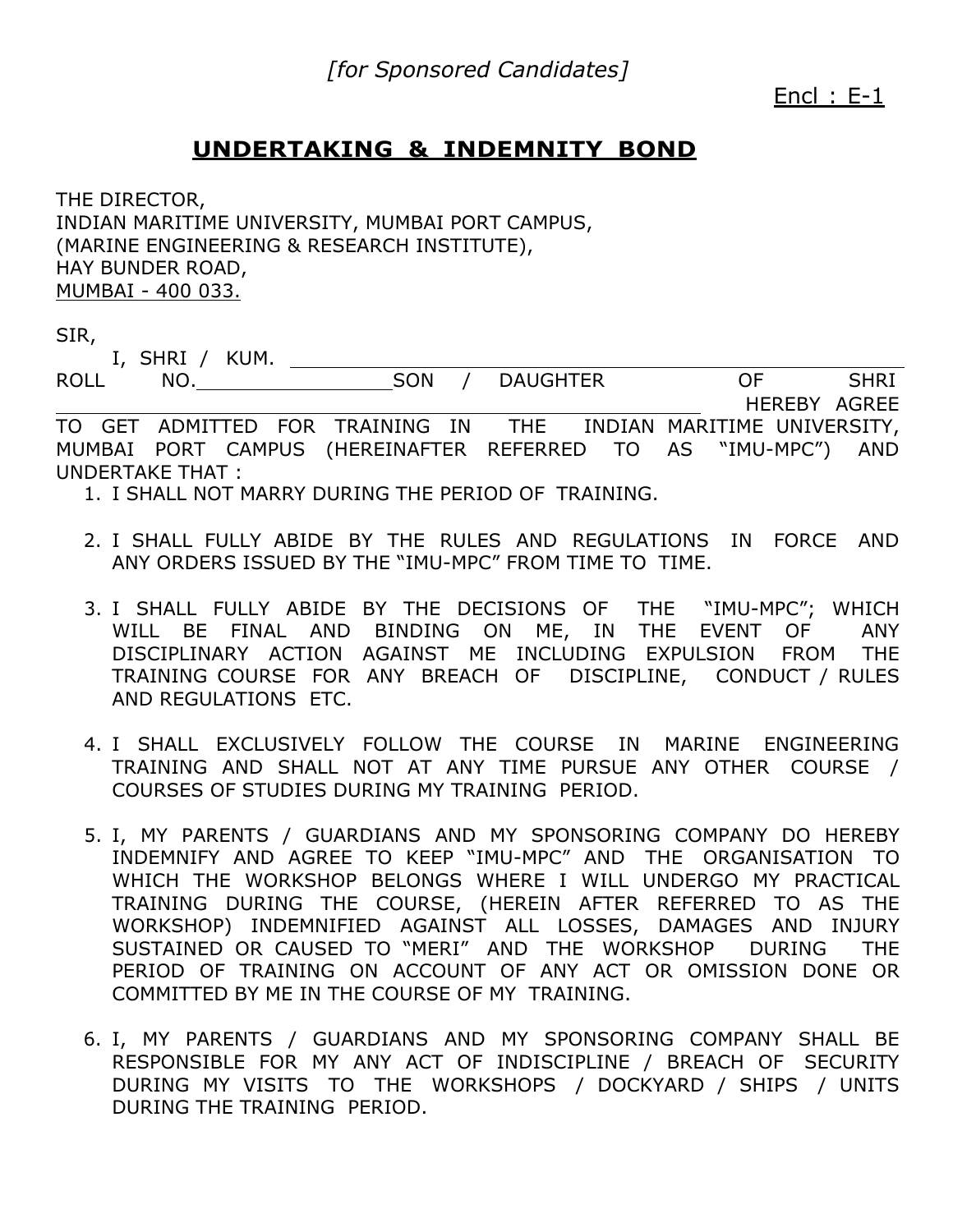*[for Sponsored Candidates]*

Encl : E-1

## UNDERTAKING & INDEMNITY BOND

THE DIRECTOR,
INDIAN MARITIME UNIVERSITY, MUMBAI PORT CAMPUS,
(MARINE ENGINEERING & RESEARCH INSTITUTE),
HAY BUNDER ROAD,
MUMBAI - 400 033.

SIR,

I, SHRI / KUM. ______________________________ ROLL NO.________________ SON / DAUGHTER OF SHRI ______________________________ HEREBY AGREE TO GET ADMITTED FOR TRAINING IN THE INDIAN MARITIME UNIVERSITY, MUMBAI PORT CAMPUS (HEREINAFTER REFERRED TO AS "IMU-MPC") AND UNDERTAKE THAT :

1. I SHALL NOT MARRY DURING THE PERIOD OF TRAINING.

2. I SHALL FULLY ABIDE BY THE RULES AND REGULATIONS IN FORCE AND ANY ORDERS ISSUED BY THE "IMU-MPC" FROM TIME TO TIME.

3. I SHALL FULLY ABIDE BY THE DECISIONS OF THE "IMU-MPC"; WHICH WILL BE FINAL AND BINDING ON ME, IN THE EVENT OF ANY DISCIPLINARY ACTION AGAINST ME INCLUDING EXPULSION FROM THE TRAINING COURSE FOR ANY BREACH OF DISCIPLINE, CONDUCT / RULES AND REGULATIONS ETC.

4. I SHALL EXCLUSIVELY FOLLOW THE COURSE IN MARINE ENGINEERING TRAINING AND SHALL NOT AT ANY TIME PURSUE ANY OTHER COURSE / COURSES OF STUDIES DURING MY TRAINING PERIOD.

5. I, MY PARENTS / GUARDIANS AND MY SPONSORING COMPANY DO HEREBY INDEMNIFY AND AGREE TO KEEP "IMU-MPC" AND THE ORGANISATION TO WHICH THE WORKSHOP BELONGS WHERE I WILL UNDERGO MY PRACTICAL TRAINING DURING THE COURSE, (HEREIN AFTER REFERRED TO AS THE WORKSHOP) INDEMNIFIED AGAINST ALL LOSSES, DAMAGES AND INJURY SUSTAINED OR CAUSED TO "MERI" AND THE WORKSHOP DURING THE PERIOD OF TRAINING ON ACCOUNT OF ANY ACT OR OMISSION DONE OR COMMITTED BY ME IN THE COURSE OF MY TRAINING.

6. I, MY PARENTS / GUARDIANS AND MY SPONSORING COMPANY SHALL BE RESPONSIBLE FOR MY ANY ACT OF INDISCIPLINE / BREACH OF SECURITY DURING MY VISITS TO THE WORKSHOPS / DOCKYARD / SHIPS / UNITS DURING THE TRAINING PERIOD.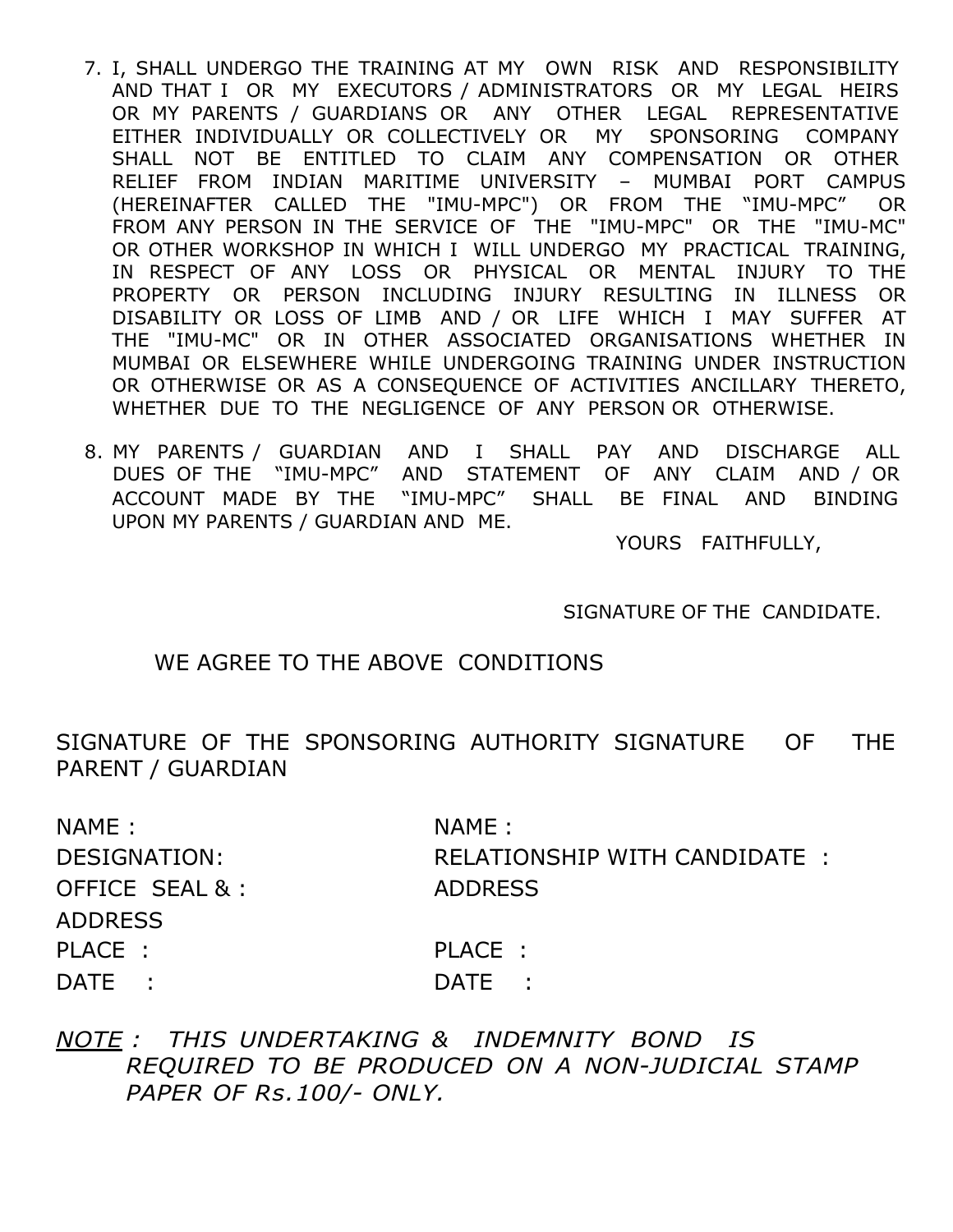7. I, SHALL UNDERGO THE TRAINING AT MY OWN RISK AND RESPONSIBILITY AND THAT I OR MY EXECUTORS / ADMINISTRATORS OR MY LEGAL HEIRS OR MY PARENTS / GUARDIANS OR ANY OTHER LEGAL REPRESENTATIVE EITHER INDIVIDUALLY OR COLLECTIVELY OR MY SPONSORING COMPANY SHALL NOT BE ENTITLED TO CLAIM ANY COMPENSATION OR OTHER RELIEF FROM INDIAN MARITIME UNIVERSITY – MUMBAI PORT CAMPUS (HEREINAFTER CALLED THE "IMU-MPC") OR FROM THE "IMU-MPC" OR FROM ANY PERSON IN THE SERVICE OF THE "IMU-MPC" OR THE "IMU-MC" OR OTHER WORKSHOP IN WHICH I WILL UNDERGO MY PRACTICAL TRAINING, IN RESPECT OF ANY LOSS OR PHYSICAL OR MENTAL INJURY TO THE PROPERTY OR PERSON INCLUDING INJURY RESULTING IN ILLNESS OR DISABILITY OR LOSS OF LIMB AND / OR LIFE WHICH I MAY SUFFER AT THE "IMU-MC" OR IN OTHER ASSOCIATED ORGANISATIONS WHETHER IN MUMBAI OR ELSEWHERE WHILE UNDERGOING TRAINING UNDER INSTRUCTION OR OTHERWISE OR AS A CONSEQUENCE OF ACTIVITIES ANCILLARY THERETO, WHETHER DUE TO THE NEGLIGENCE OF ANY PERSON OR OTHERWISE.

8. MY PARENTS / GUARDIAN AND I SHALL PAY AND DISCHARGE ALL DUES OF THE "IMU-MPC" AND STATEMENT OF ANY CLAIM AND / OR ACCOUNT MADE BY THE "IMU-MPC" SHALL BE FINAL AND BINDING UPON MY PARENTS / GUARDIAN AND ME.

YOURS FAITHFULLY,

SIGNATURE OF THE CANDIDATE.

WE AGREE TO THE ABOVE CONDITIONS

| SIGNATURE OF THE SPONSORING AUTHORITY | SIGNATURE OF THE PARENT / GUARDIAN |
|---|---|
| NAME : | NAME : |
| DESIGNATION: | RELATIONSHIP WITH CANDIDATE : |
| OFFICE SEAL & : | ADDRESS |
| ADDRESS | |
| PLACE : | PLACE : |
| DATE : | DATE : |

*<u>NOTE</u> : THIS UNDERTAKING & INDEMNITY BOND IS REQUIRED TO BE PRODUCED ON A NON-JUDICIAL STAMP PAPER OF Rs.100/- ONLY.*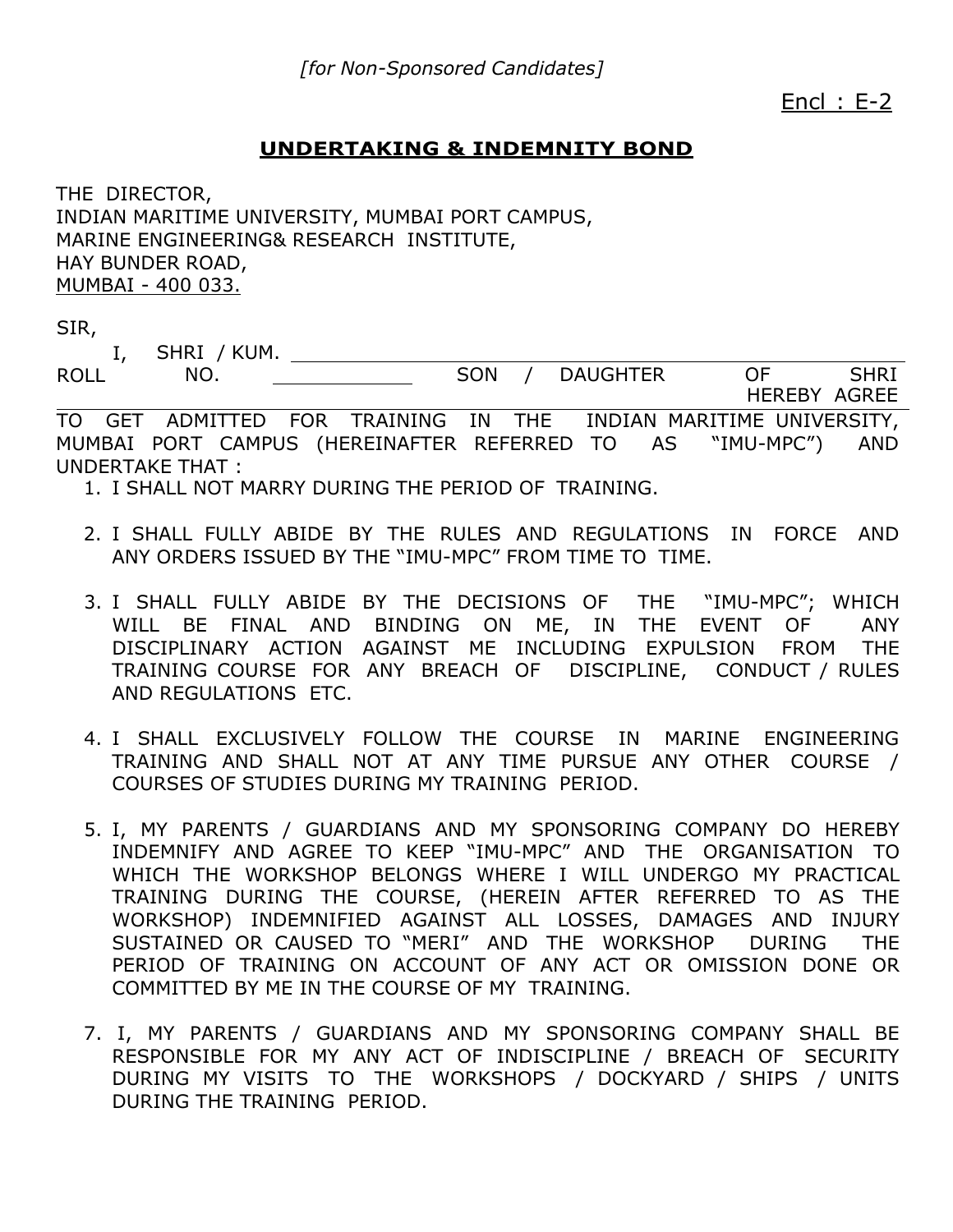*[for Non-Sponsored Candidates]*

Encl : E-2

## UNDERTAKING & INDEMNITY BOND

THE DIRECTOR,
INDIAN MARITIME UNIVERSITY, MUMBAI PORT CAMPUS,
MARINE ENGINEERING& RESEARCH INSTITUTE,
HAY BUNDER ROAD,
MUMBAI - 400 033.

SIR,

I, SHRI / KUM. ______________________________
ROLL NO. ____________ SON / DAUGHTER OF SHRI ______________________ HEREBY AGREE TO GET ADMITTED FOR TRAINING IN THE INDIAN MARITIME UNIVERSITY, MUMBAI PORT CAMPUS (HEREINAFTER REFERRED TO AS "IMU-MPC") AND UNDERTAKE THAT :

1. I SHALL NOT MARRY DURING THE PERIOD OF TRAINING.

2. I SHALL FULLY ABIDE BY THE RULES AND REGULATIONS IN FORCE AND ANY ORDERS ISSUED BY THE "IMU-MPC" FROM TIME TO TIME.

3. I SHALL FULLY ABIDE BY THE DECISIONS OF THE "IMU-MPC"; WHICH WILL BE FINAL AND BINDING ON ME, IN THE EVENT OF ANY DISCIPLINARY ACTION AGAINST ME INCLUDING EXPULSION FROM THE TRAINING COURSE FOR ANY BREACH OF DISCIPLINE, CONDUCT / RULES AND REGULATIONS ETC.

4. I SHALL EXCLUSIVELY FOLLOW THE COURSE IN MARINE ENGINEERING TRAINING AND SHALL NOT AT ANY TIME PURSUE ANY OTHER COURSE / COURSES OF STUDIES DURING MY TRAINING PERIOD.

5. I, MY PARENTS / GUARDIANS AND MY SPONSORING COMPANY DO HEREBY INDEMNIFY AND AGREE TO KEEP "IMU-MPC" AND THE ORGANISATION TO WHICH THE WORKSHOP BELONGS WHERE I WILL UNDERGO MY PRACTICAL TRAINING DURING THE COURSE, (HEREIN AFTER REFERRED TO AS THE WORKSHOP) INDEMNIFIED AGAINST ALL LOSSES, DAMAGES AND INJURY SUSTAINED OR CAUSED TO "MERI" AND THE WORKSHOP DURING THE PERIOD OF TRAINING ON ACCOUNT OF ANY ACT OR OMISSION DONE OR COMMITTED BY ME IN THE COURSE OF MY TRAINING.

7. I, MY PARENTS / GUARDIANS AND MY SPONSORING COMPANY SHALL BE RESPONSIBLE FOR MY ANY ACT OF INDISCIPLINE / BREACH OF SECURITY DURING MY VISITS TO THE WORKSHOPS / DOCKYARD / SHIPS / UNITS DURING THE TRAINING PERIOD.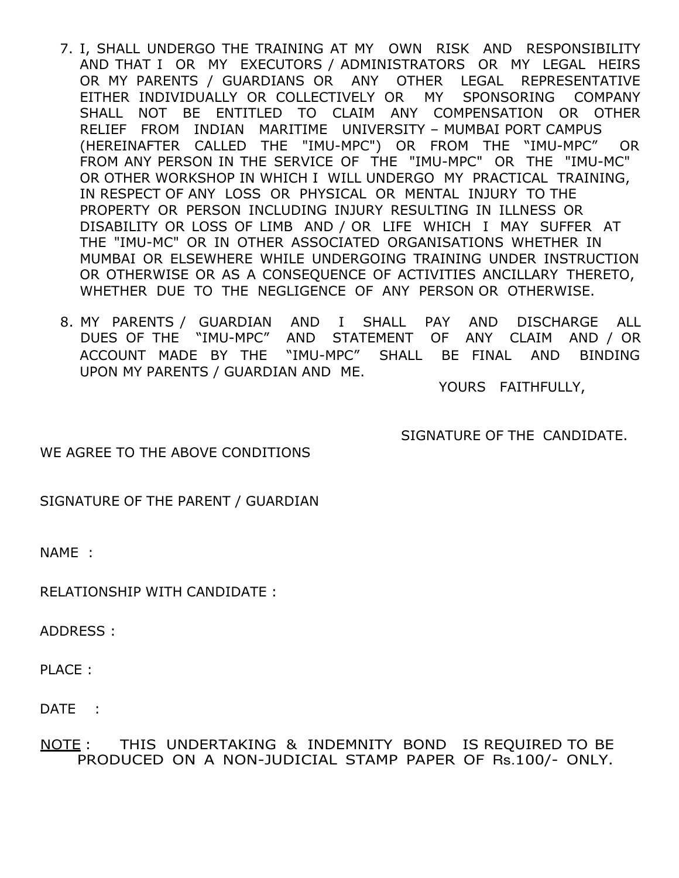7. I, SHALL UNDERGO THE TRAINING AT MY OWN RISK AND RESPONSIBILITY AND THAT I OR MY EXECUTORS / ADMINISTRATORS OR MY LEGAL HEIRS OR MY PARENTS / GUARDIANS OR ANY OTHER LEGAL REPRESENTATIVE EITHER INDIVIDUALLY OR COLLECTIVELY OR MY SPONSORING COMPANY SHALL NOT BE ENTITLED TO CLAIM ANY COMPENSATION OR OTHER RELIEF FROM INDIAN MARITIME UNIVERSITY – MUMBAI PORT CAMPUS (HEREINAFTER CALLED THE "IMU-MPC") OR FROM THE "IMU-MPC" OR FROM ANY PERSON IN THE SERVICE OF THE "IMU-MPC" OR THE "IMU-MC" OR OTHER WORKSHOP IN WHICH I WILL UNDERGO MY PRACTICAL TRAINING, IN RESPECT OF ANY LOSS OR PHYSICAL OR MENTAL INJURY TO THE PROPERTY OR PERSON INCLUDING INJURY RESULTING IN ILLNESS OR DISABILITY OR LOSS OF LIMB AND / OR LIFE WHICH I MAY SUFFER AT THE "IMU-MC" OR IN OTHER ASSOCIATED ORGANISATIONS WHETHER IN MUMBAI OR ELSEWHERE WHILE UNDERGOING TRAINING UNDER INSTRUCTION OR OTHERWISE OR AS A CONSEQUENCE OF ACTIVITIES ANCILLARY THERETO, WHETHER DUE TO THE NEGLIGENCE OF ANY PERSON OR OTHERWISE.

8. MY PARENTS / GUARDIAN AND I SHALL PAY AND DISCHARGE ALL DUES OF THE "IMU-MPC" AND STATEMENT OF ANY CLAIM AND / OR ACCOUNT MADE BY THE "IMU-MPC" SHALL BE FINAL AND BINDING UPON MY PARENTS / GUARDIAN AND ME.

YOURS FAITHFULLY,

SIGNATURE OF THE CANDIDATE.

WE AGREE TO THE ABOVE CONDITIONS

SIGNATURE OF THE PARENT / GUARDIAN

NAME :

RELATIONSHIP WITH CANDIDATE :

ADDRESS :

PLACE :

DATE :

NOTE : THIS UNDERTAKING & INDEMNITY BOND IS REQUIRED TO BE PRODUCED ON A NON-JUDICIAL STAMP PAPER OF Rs.100/- ONLY.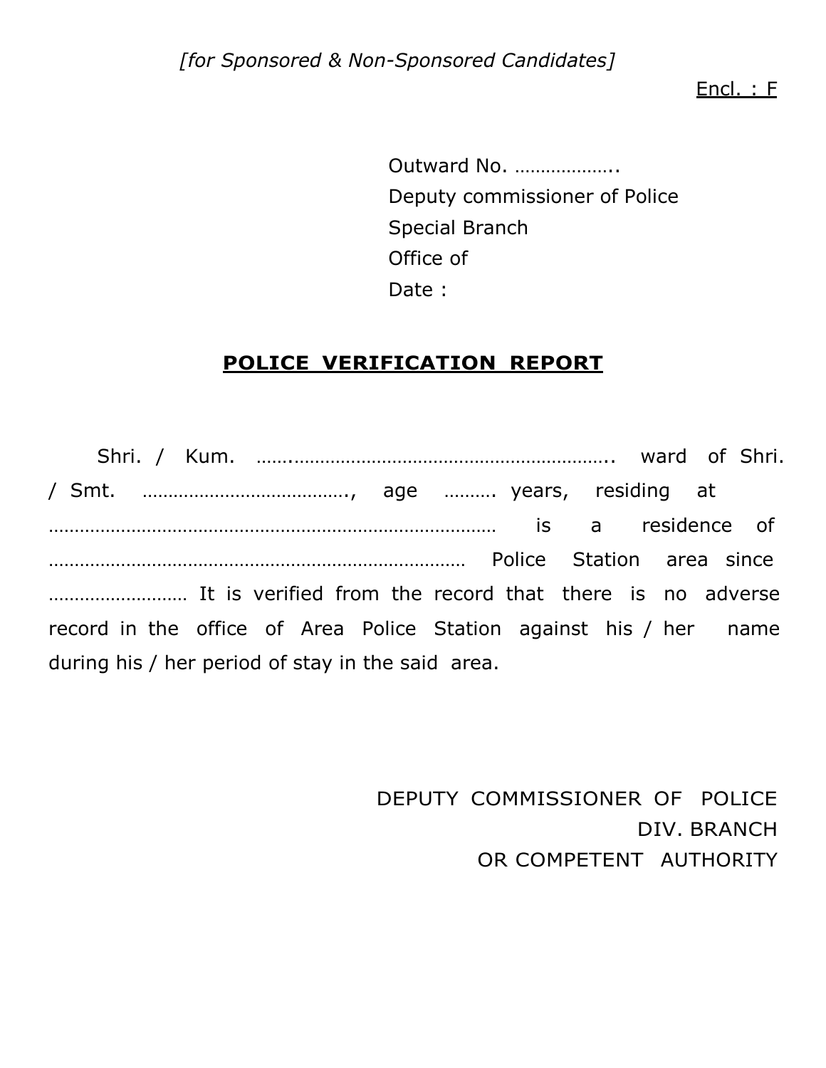*[for Sponsored & Non-Sponsored Candidates]*

Encl. : F

Outward No. ………………..  
Deputy commissioner of Police  
Special Branch  
Office of  
Date :

## POLICE VERIFICATION REPORT

Shri. / Kum. …….…………………………………………………….. ward of Shri. / Smt. ………………………………., age ………. years, residing at …………………………………………………………………………… is a residence of ……………………………………………………………………… Police Station area since ……………………… It is verified from the record that there is no adverse record in the office of Area Police Station against his / her name during his / her period of stay in the said area.

DEPUTY COMMISSIONER OF POLICE  
DIV. BRANCH  
OR COMPETENT AUTHORITY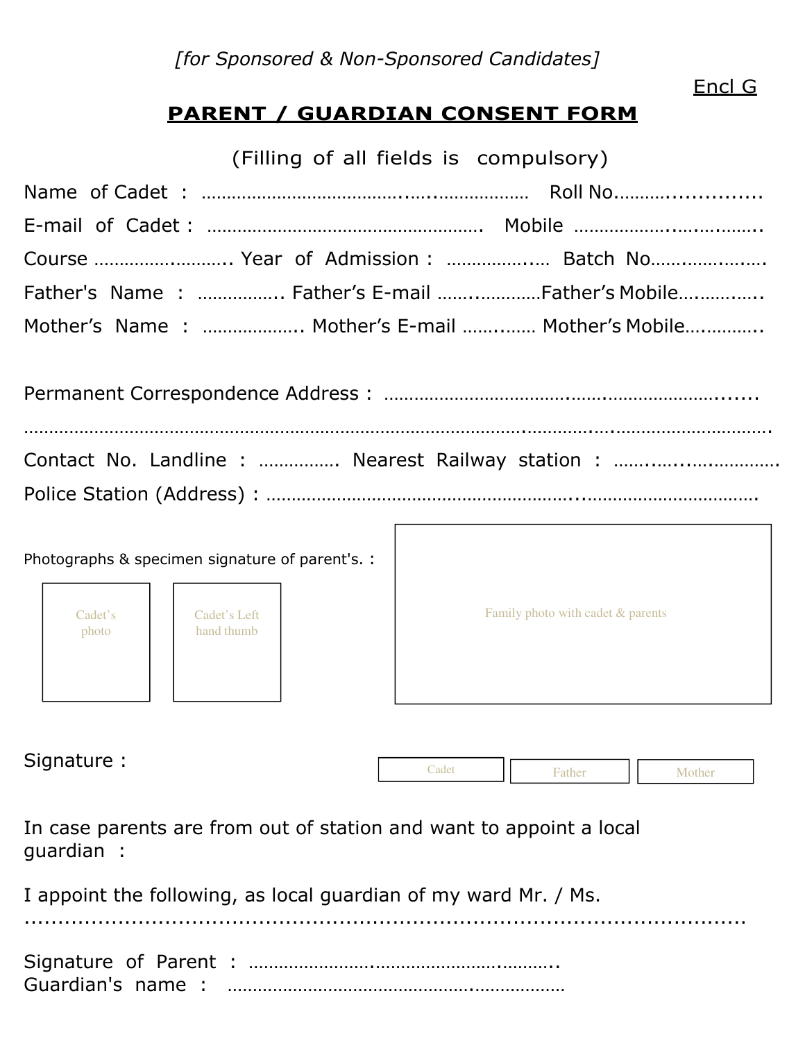*[for Sponsored & Non-Sponsored Candidates]*

Encl G

## PARENT / GUARDIAN CONSENT FORM

(Filling of all fields is compulsory)

Name of Cadet : ………………………………………………………… Roll No.…………………….

E-mail of Cadet : ……………………………………………… Mobile ……………………………..

Course ……………………….. Year of Admission : ……………….… Batch No……………………

Father's Name : …………….. Father's E-mail ………………….Father's Mobile……………..

Mother's Name : ……………….. Mother's E-mail …………… Mother's Mobile…………..

Permanent Correspondence Address : ………………………………………………………………

…………………………………………………………………………………………………………………….

Contact No. Landline : ……………. Nearest Railway station : ……………………………

Police Station (Address) : ……………………………………………………………………………….

Photographs & specimen signature of parent's. :

| Cadet's photo | Cadet's Left hand thumb | Family photo with cadet & parents |
|---|---|---|
| | | |

Signature :

| Cadet | Father | Mother |
|---|---|---|
| | | |

In case parents are from out of station and want to appoint a local guardian :

I appoint the following, as local guardian of my ward Mr. / Ms. ..........................................................................................................

Signature of Parent : ……………………………………………………..
Guardian's name : ………………………………………………………….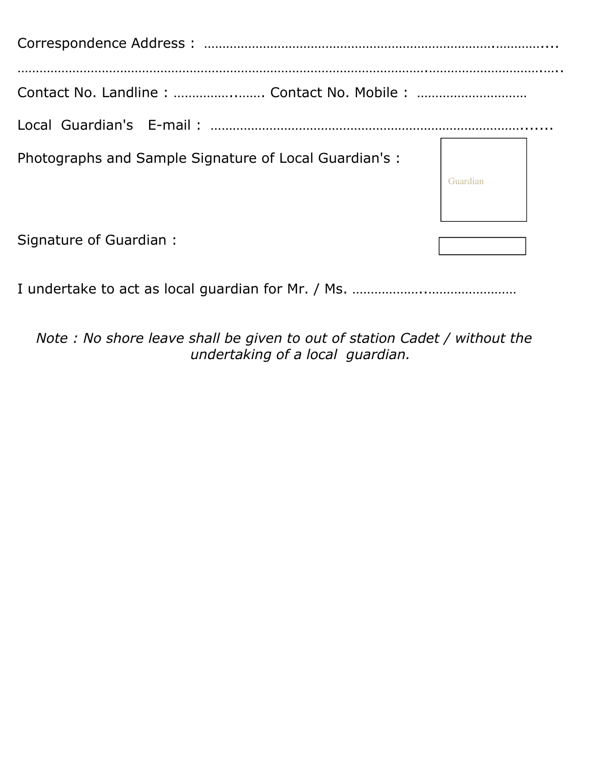Correspondence Address : ………………………………………………………………………….…………....

…………………………………………………………………………………………………..……………………………..….

Contact No. Landline : ……………..……. Contact No. Mobile : ………………………….

Local Guardian's E-mail : ……………………………………………………………………………......

Photographs and Sample Signature of Local Guardian's :

Guardian

Signature of Guardian :

I undertake to act as local guardian for Mr. / Ms. ……………….……………………

*Note : No shore leave shall be given to out of station Cadet / without the undertaking of a local guardian.*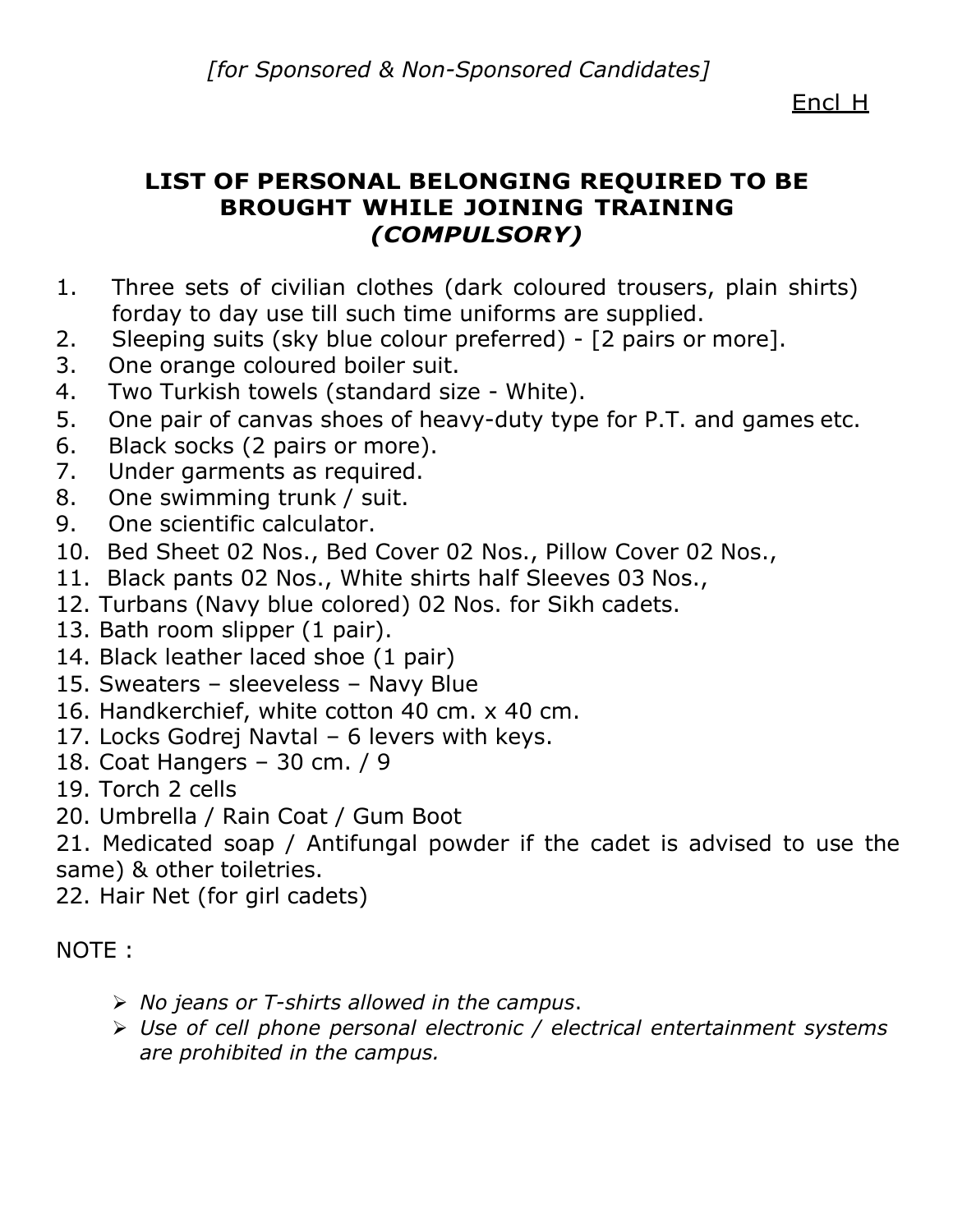*[for Sponsored & Non-Sponsored Candidates]*

Encl H

## LIST OF PERSONAL BELONGING REQUIRED TO BE BROUGHT WHILE JOINING TRAINING *(COMPULSORY)*

1. Three sets of civilian clothes (dark coloured trousers, plain shirts) forday to day use till such time uniforms are supplied.
2. Sleeping suits (sky blue colour preferred) - [2 pairs or more].
3. One orange coloured boiler suit.
4. Two Turkish towels (standard size - White).
5. One pair of canvas shoes of heavy-duty type for P.T. and games etc.
6. Black socks (2 pairs or more).
7. Under garments as required.
8. One swimming trunk / suit.
9. One scientific calculator.
10. Bed Sheet 02 Nos., Bed Cover 02 Nos., Pillow Cover 02 Nos.,
11. Black pants 02 Nos., White shirts half Sleeves 03 Nos.,
12. Turbans (Navy blue colored) 02 Nos. for Sikh cadets.
13. Bath room slipper (1 pair).
14. Black leather laced shoe (1 pair)
15. Sweaters – sleeveless – Navy Blue
16. Handkerchief, white cotton 40 cm. x 40 cm.
17. Locks Godrej Navtal – 6 levers with keys.
18. Coat Hangers – 30 cm. / 9
19. Torch 2 cells
20. Umbrella / Rain Coat / Gum Boot
21. Medicated soap / Antifungal powder if the cadet is advised to use the same) & other toiletries.
22. Hair Net (for girl cadets)

NOTE :

- *No jeans or T-shirts allowed in the campus*.
- *Use of cell phone personal electronic / electrical entertainment systems are prohibited in the campus.*